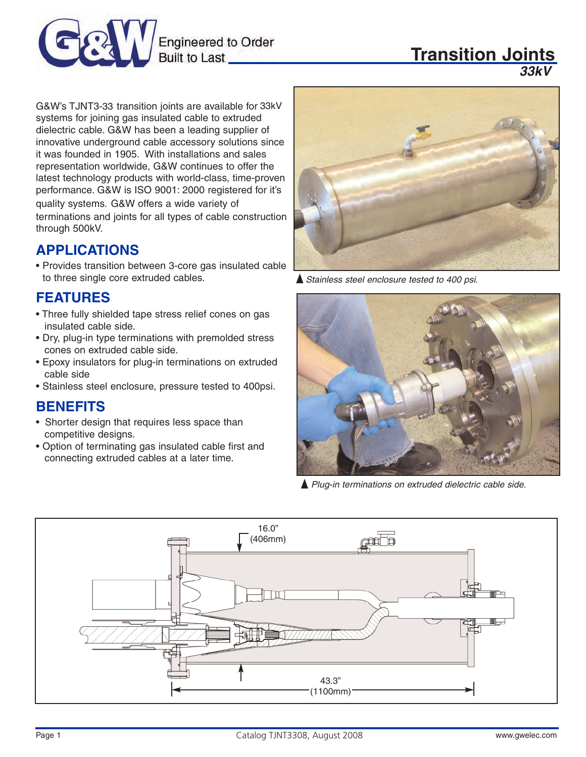# Transition Joints

## 33kV

G&W's TJNT3-33 transition joints are available for 33kV systems for joining gas insulated cable to extruded dielectric cable. G&W has been a leading supplier of innovative underground cable accessory solutions since it was founded in 1905. With installations and sales representation worldwide, G&W continues to offer the latest technology products with world-class, time-proven performance. G&W is ISO 9001: 2000 registered for it's quality systems. G&W offers a wide variety of terminations and joints for all types of cable construction through 500kV.

## APPLICATIONS

- Provides transition between 3-core gas insulated cable to three single core extruded cables.

## FEATURES

- Three fully shielded tape stress relief cones on gas insulated cable side.
- Dry, plug-in type terminations with premolded stress cones on extruded cable side.
- Epoxy insulators for plug-in terminations on extruded cable side
- Stainless steel enclosure, pressure tested to 400psi.

## BENEFITS

- Shorter design that requires less space than competitive designs.
- Option of terminating gas insulated cable first and connecting extruded cables at a later time.

▲ *Stainless steel enclosure tested to 400 psi.*

▲ *Plug-in terminations on extruded dielectric cable side.*

16.0" (406mm)

43.3" (1100mm)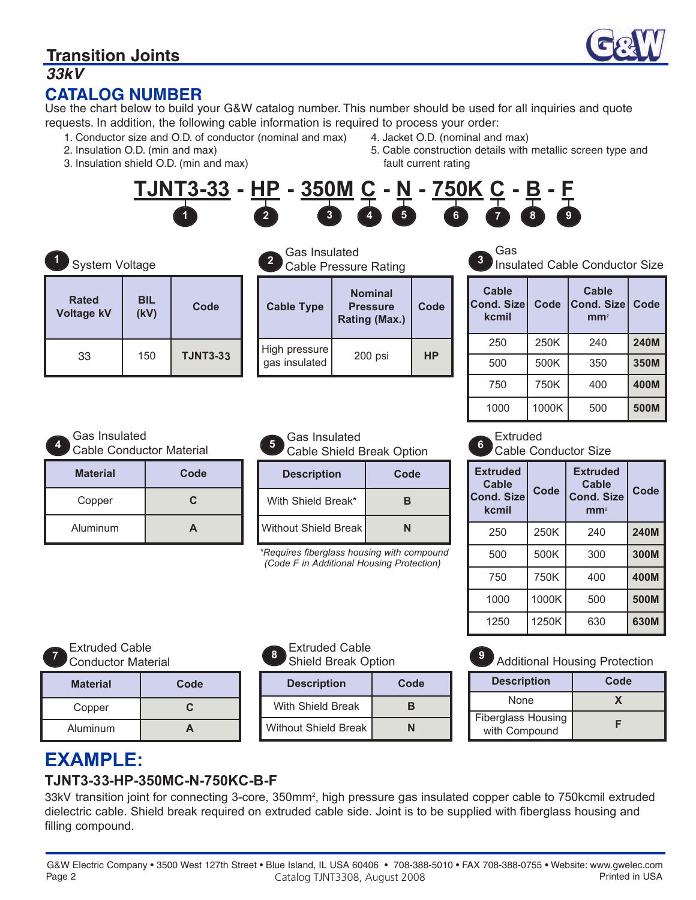## Transition Joints

### *33kV*

## CATALOG NUMBER

Use the chart below to build your G&W catalog number. This number should be used for all inquiries and quote requests. In addition, the following cable information is required to process your order:

1. Conductor size and O.D. of conductor (nominal and max)
2. Insulation O.D. (min and max)
3. Insulation shield O.D. (min and max)
4. Jacket O.D. (nominal and max)
5. Cable construction details with metallic screen type and fault current rating

**TJNT3-33 - HP - 350M C - N - 750K C - B - F**

1 (TJNT3-33), 2 (HP), 3 (350M), 4 (C), 5 (N), 6 (750K), 7 (C), 8 (B), 9 (F)

### 1 System Voltage

| Rated Voltage kV | BIL (kV) | Code |
|---|---|---|
| 33 | 150 | **TJNT3-33** |

### 2 Gas Insulated Cable Pressure Rating

| Cable Type | Nominal Pressure Rating (Max.) | Code |
|---|---|---|
| High pressure gas insulated | 200 psi | **HP** |

### 3 Gas Insulated Cable Conductor Size

| Cable Cond. Size kcmil | Code | Cable Cond. Size mm² | Code |
|---|---|---|---|
| 250 | 250K | 240 | **240M** |
| 500 | 500K | 350 | **350M** |
| 750 | 750K | 400 | **400M** |
| 1000 | 1000K | 500 | **500M** |

### 4 Gas Insulated Cable Conductor Material

| Material | Code |
|---|---|
| Copper | **C** |
| Aluminum | **A** |

### 5 Gas Insulated Cable Shield Break Option

| Description | Code |
|---|---|
| With Shield Break* | **B** |
| Without Shield Break | **N** |

*\*Requires fiberglass housing with compound (Code F in Additional Housing Protection)*

### 6 Extruded Cable Conductor Size

| Extruded Cable Cond. Size kcmil | Code | Extruded Cable Cond. Size mm² | Code |
|---|---|---|---|
| 250 | 250K | 240 | **240M** |
| 500 | 500K | 300 | **300M** |
| 750 | 750K | 400 | **400M** |
| 1000 | 1000K | 500 | **500M** |
| 1250 | 1250K | 630 | **630M** |

### 7 Extruded Cable Conductor Material

| Material | Code |
|---|---|
| Copper | **C** |
| Aluminum | **A** |

### 8 Extruded Cable Shield Break Option

| Description | Code |
|---|---|
| With Shield Break | **B** |
| Without Shield Break | **N** |

### 9 Additional Housing Protection

| Description | Code |
|---|---|
| None | **X** |
| Fiberglass Housing with Compound | **F** |

## EXAMPLE:

**TJNT3-33-HP-350MC-N-750KC-B-F**

33kV transition joint for connecting 3-core, 350mm², high pressure gas insulated copper cable to 750kcmil extruded dielectric cable. Shield break required on extruded cable side. Joint is to be supplied with fiberglass housing and filling compound.

G&W Electric Company • 3500 West 127th Street • Blue Island, IL USA 60406 • 708-388-5010 • FAX 708-388-0755 • Website: www.gwelec.com

Catalog TJNT3308, August 2008

Printed in USA